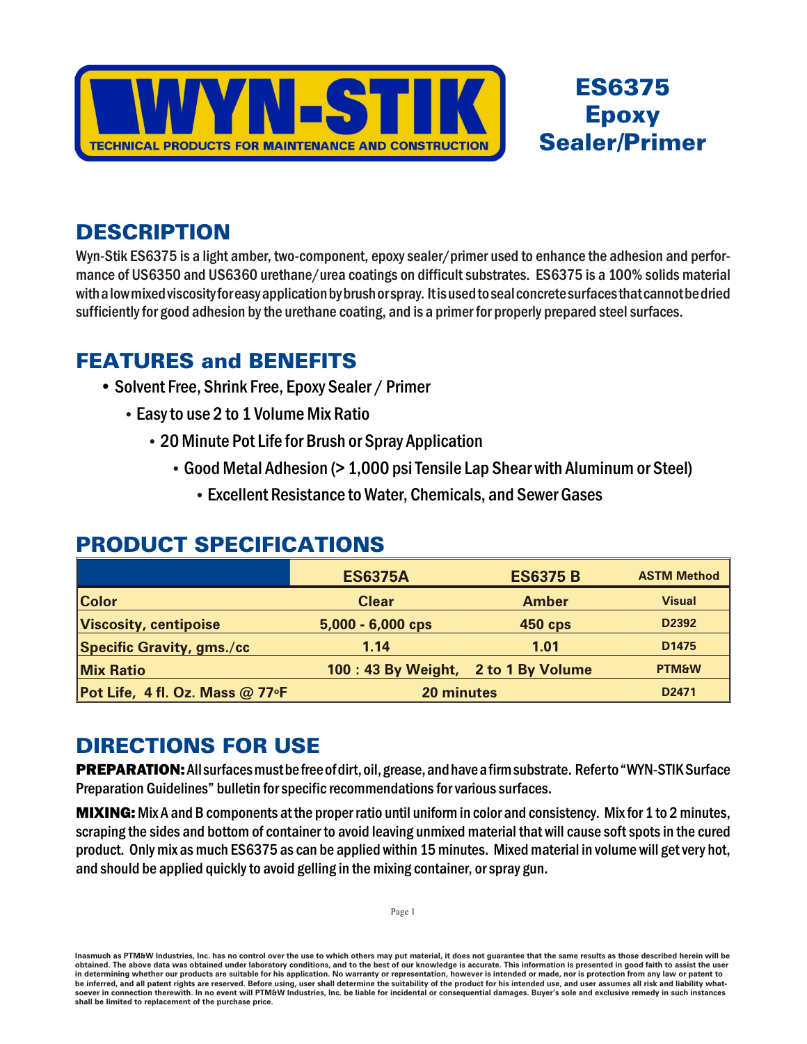# WYN-STIK

TECHNICAL PRODUCTS FOR MAINTENANCE AND CONSTRUCTION

# ES6375 Epoxy Sealer/Primer

## DESCRIPTION

Wyn-Stik ES6375 is a light amber, two-component, epoxy sealer/primer used to enhance the adhesion and performance of US6350 and US6360 urethane/urea coatings on difficult substrates. ES6375 is a 100% solids material with a low mixed viscosity for easy application by brush or spray. It is used to seal concrete surfaces that cannot be dried sufficiently for good adhesion by the urethane coating, and is a primer for properly prepared steel surfaces.

## FEATURES and BENEFITS

- Solvent Free, Shrink Free, Epoxy Sealer / Primer
- Easy to use 2 to 1 Volume Mix Ratio
- 20 Minute Pot Life for Brush or Spray Application
- Good Metal Adhesion (> 1,000 psi Tensile Lap Shear with Aluminum or Steel)
- Excellent Resistance to Water, Chemicals, and Sewer Gases

## PRODUCT SPECIFICATIONS

| | ES6375A | ES6375 B | ASTM Method |
|---|---|---|---|
| Color | Clear | Amber | Visual |
| Viscosity, centipoise | 5,000 - 6,000 cps | 450 cps | D2392 |
| Specific Gravity, gms./cc | 1.14 | 1.01 | D1475 |
| Mix Ratio | 100 : 43 By Weight, | 2 to 1 By Volume | PTM&W |
| Pot Life, 4 fl. Oz. Mass @ 77°F | 20 minutes | | D2471 |

## DIRECTIONS FOR USE

**PREPARATION:** All surfaces must be free of dirt, oil, grease, and have a firm substrate. Refer to "WYN-STIK Surface Preparation Guidelines" bulletin for specific recommendations for various surfaces.

**MIXING:** Mix A and B components at the proper ratio until uniform in color and consistency. Mix for 1 to 2 minutes, scraping the sides and bottom of container to avoid leaving unmixed material that will cause soft spots in the cured product. Only mix as much ES6375 as can be applied within 15 minutes. Mixed material in volume will get very hot, and should be applied quickly to avoid gelling in the mixing container, or spray gun.

Inasmuch as PTM&W Industries, Inc. has no control over the use to which others may put material, it does not guarantee that the same results as those described herein will be obtained. The above data was obtained under laboratory conditions, and to the best of our knowledge is accurate. This information is presented in good faith to assist the user in determining whether our products are suitable for his application. No warranty or representation, however is intended or made, nor is protection from any law or patent to be inferred, and all patent rights are reserved. Before using, user shall determine the suitability of the product for his intended use, and user assumes all risk and liability whatsoever in connection therewith. In no event will PTM&W Industries, Inc. be liable for incidental or consequential damages. Buyer's sole and exclusive remedy in such instances shall be limited to replacement of the purchase price.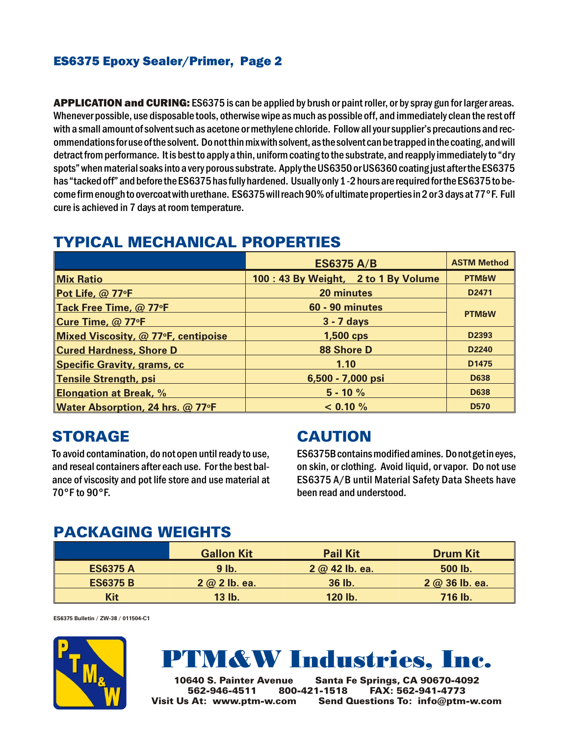## ES6375 Epoxy Sealer/Primer, Page 2

**APPLICATION and CURING:** ES6375 is can be applied by brush or paint roller, or by spray gun for larger areas. Whenever possible, use disposable tools, otherwise wipe as much as possible off, and immediately clean the rest off with a small amount of solvent such as acetone or methylene chloride. Follow all your supplier's precautions and recommendations for use of the solvent. Do not thin mix with solvent, as the solvent can be trapped in the coating, and will detract from performance. It is best to apply a thin, uniform coating to the substrate, and reapply immediately to "dry spots" when material soaks into a very porous substrate. Apply the US6350 or US6360 coating just after the ES6375 has "tacked off" and before the ES6375 has fully hardened. Usually only 1 -2 hours are required for the ES6375 to become firm enough to overcoat with urethane. ES6375 will reach 90% of ultimate properties in 2 or 3 days at 77°F. Full cure is achieved in 7 days at room temperature.

## TYPICAL MECHANICAL PROPERTIES

| | ES6375 A/B | ASTM Method |
|---|---|---|
| Mix Ratio | 100 : 43 By Weight, 2 to 1 By Volume | PTM&W |
| Pot Life, @ 77°F | 20 minutes | D2471 |
| Tack Free Time, @ 77°F | 60 - 90 minutes | PTM&W |
| Cure Time, @ 77°F | 3 - 7 days | PTM&W |
| Mixed Viscosity, @ 77°F, centipoise | 1,500 cps | D2393 |
| Cured Hardness, Shore D | 88 Shore D | D2240 |
| Specific Gravity, grams, cc | 1.10 | D1475 |
| Tensile Strength, psi | 6,500 - 7,000 psi | D638 |
| Elongation at Break, % | 5 - 10 % | D638 |
| Water Absorption, 24 hrs. @ 77°F | < 0.10 % | D570 |

## STORAGE

To avoid contamination, do not open until ready to use, and reseal containers after each use. For the best balance of viscosity and pot life store and use material at 70°F to 90°F.

## CAUTION

ES6375B contains modified amines. Do not get in eyes, on skin, or clothing. Avoid liquid, or vapor. Do not use ES6375 A/B until Material Safety Data Sheets have been read and understood.

## PACKAGING WEIGHTS

| | Gallon Kit | Pail Kit | Drum Kit |
|---|---|---|---|
| ES6375 A | 9 lb. | 2 @ 42 lb. ea. | 500 lb. |
| ES6375 B | 2 @ 2 lb. ea. | 36 lb. | 2 @ 36 lb. ea. |
| Kit | 13 lb. | 120 lb. | 716 lb. |

ES6375 Bulletin / ZW-38 / 011504-C1

**PTM&W Industries, Inc.**

10640 S. Painter Avenue Santa Fe Springs, CA 90670-4092
562-946-4511 800-421-1518 FAX: 562-941-4773
Visit Us At: www.ptm-w.com Send Questions To: info@ptm-w.com